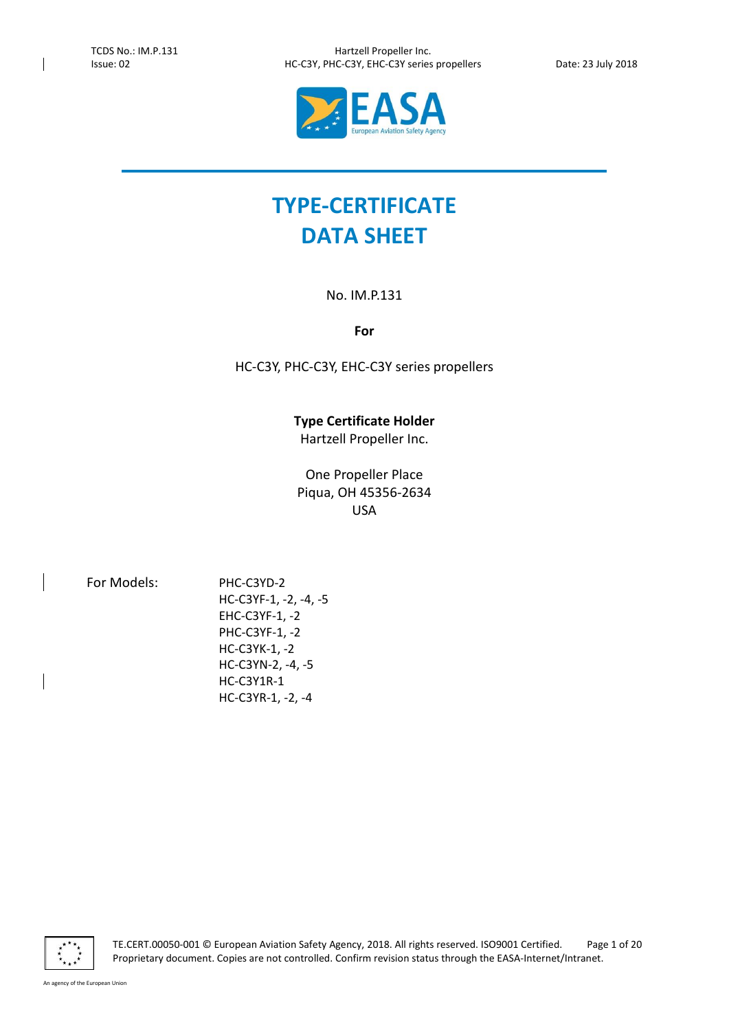# TYPE-CERTIFICATE DATA SHEET

No. IM.P.131

**For**

HC-C3Y, PHC-C3Y, EHC-C3Y series propellers

**Type Certificate Holder**

Hartzell Propeller Inc.

One Propeller Place
Piqua, OH 45356-2634
USA

| For Models: | PHC-C3YD-2 |
|---|---|
| | HC-C3YF-1, -2, -4, -5 |
| | EHC-C3YF-1, -2 |
| | PHC-C3YF-1, -2 |
| | HC-C3YK-1, -2 |
| | HC-C3YN-2, -4, -5 |
| | HC-C3Y1R-1 |
| | HC-C3YR-1, -2, -4 |

TE.CERT.00050-001 © European Aviation Safety Agency, 2018. All rights reserved. ISO9001 Certified.
Proprietary document. Copies are not controlled. Confirm revision status through the EASA-Internet/Intranet.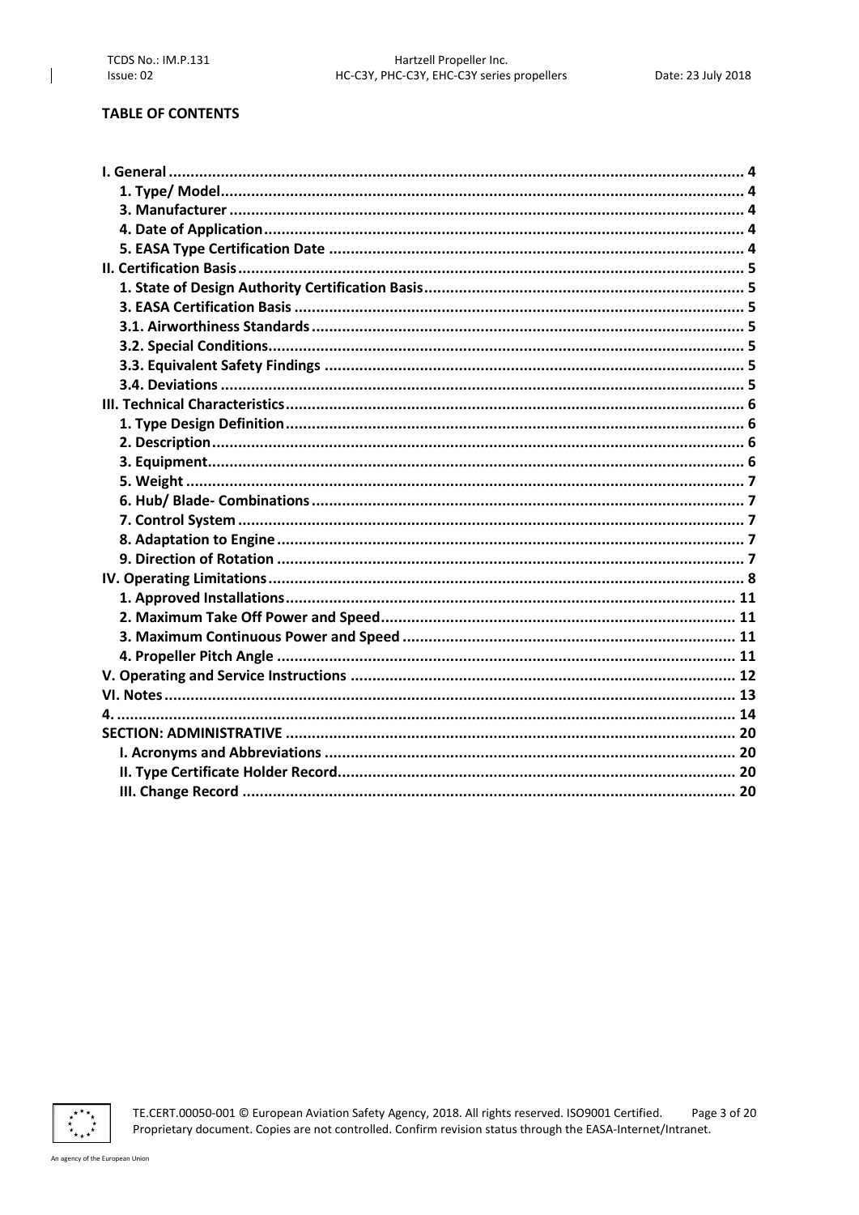**TABLE OF CONTENTS**

- **I. General** ..... 4
  - **1. Type/ Model** ..... 4
  - **3. Manufacturer** ..... 4
  - **4. Date of Application** ..... 4
  - **5. EASA Type Certification Date** ..... 4
- **II. Certification Basis** ..... 5
  - **1. State of Design Authority Certification Basis** ..... 5
  - **3. EASA Certification Basis** ..... 5
  - **3.1. Airworthiness Standards** ..... 5
  - **3.2. Special Conditions** ..... 5
  - **3.3. Equivalent Safety Findings** ..... 5
  - **3.4. Deviations** ..... 5
- **III. Technical Characteristics** ..... 6
  - **1. Type Design Definition** ..... 6
  - **2. Description** ..... 6
  - **3. Equipment** ..... 6
  - **5. Weight** ..... 7
  - **6. Hub/ Blade- Combinations** ..... 7
  - **7. Control System** ..... 7
  - **8. Adaptation to Engine** ..... 7
  - **9. Direction of Rotation** ..... 7
- **IV. Operating Limitations** ..... 8
  - **1. Approved Installations** ..... 11
  - **2. Maximum Take Off Power and Speed** ..... 11
  - **3. Maximum Continuous Power and Speed** ..... 11
  - **4. Propeller Pitch Angle** ..... 11
- **V. Operating and Service Instructions** ..... 12
- **VI. Notes** ..... 13
- **4.** ..... 14
- **SECTION: ADMINISTRATIVE** ..... 20
  - **I. Acronyms and Abbreviations** ..... 20
  - **II. Type Certificate Holder Record** ..... 20
  - **III. Change Record** ..... 20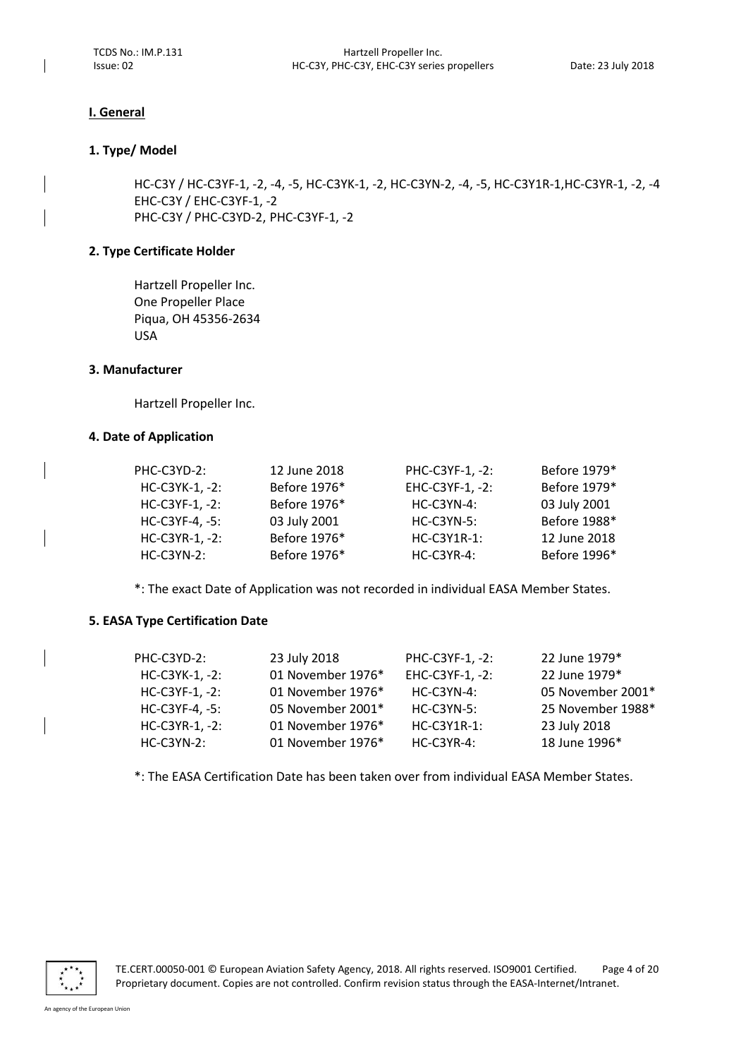## I. General

### 1. Type/ Model

HC-C3Y / HC-C3YF-1, -2, -4, -5, HC-C3YK-1, -2, HC-C3YN-2, -4, -5, HC-C3Y1R-1,HC-C3YR-1, -2, -4
EHC-C3Y / EHC-C3YF-1, -2
PHC-C3Y / PHC-C3YD-2, PHC-C3YF-1, -2

### 2. Type Certificate Holder

Hartzell Propeller Inc.
One Propeller Place
Piqua, OH 45356-2634
USA

### 3. Manufacturer

Hartzell Propeller Inc.

### 4. Date of Application

| | | | |
|---|---|---|---|
| PHC-C3YD-2: | 12 June 2018 | PHC-C3YF-1, -2: | Before 1979* |
| HC-C3YK-1, -2: | Before 1976* | EHC-C3YF-1, -2: | Before 1979* |
| HC-C3YF-1, -2: | Before 1976* | HC-C3YN-4: | 03 July 2001 |
| HC-C3YF-4, -5: | 03 July 2001 | HC-C3YN-5: | Before 1988* |
| HC-C3YR-1, -2: | Before 1976* | HC-C3Y1R-1: | 12 June 2018 |
| HC-C3YN-2: | Before 1976* | HC-C3YR-4: | Before 1996* |

*: The exact Date of Application was not recorded in individual EASA Member States.

### 5. EASA Type Certification Date

| | | | |
|---|---|---|---|
| PHC-C3YD-2: | 23 July 2018 | PHC-C3YF-1, -2: | 22 June 1979* |
| HC-C3YK-1, -2: | 01 November 1976* | EHC-C3YF-1, -2: | 22 June 1979* |
| HC-C3YF-1, -2: | 01 November 1976* | HC-C3YN-4: | 05 November 2001* |
| HC-C3YF-4, -5: | 05 November 2001* | HC-C3YN-5: | 25 November 1988* |
| HC-C3YR-1, -2: | 01 November 1976* | HC-C3Y1R-1: | 23 July 2018 |
| HC-C3YN-2: | 01 November 1976* | HC-C3YR-4: | 18 June 1996* |

*: The EASA Certification Date has been taken over from individual EASA Member States.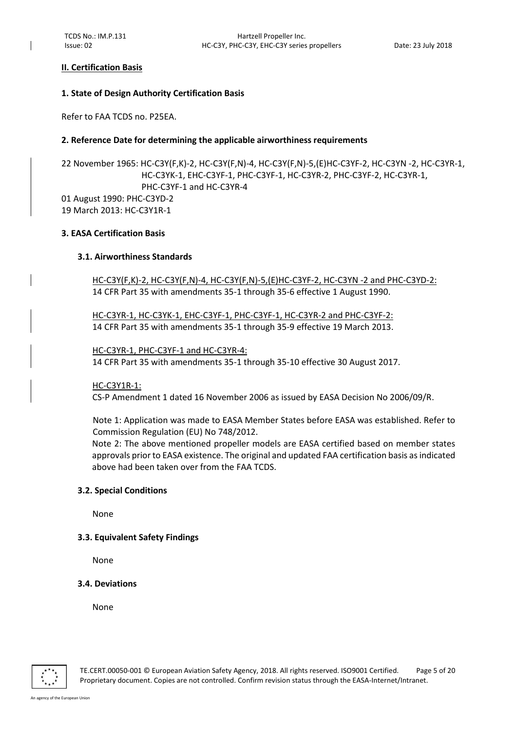## II. Certification Basis

### 1. State of Design Authority Certification Basis

Refer to FAA TCDS no. P25EA.

### 2. Reference Date for determining the applicable airworthiness requirements

22 November 1965: HC-C3Y(F,K)-2, HC-C3Y(F,N)-4, HC-C3Y(F,N)-5,(E)HC-C3YF-2, HC-C3YN -2, HC-C3YR-1, HC-C3YK-1, EHC-C3YF-1, PHC-C3YF-1, HC-C3YR-2, PHC-C3YF-2, HC-C3YR-1, PHC-C3YF-1 and HC-C3YR-4

01 August 1990: PHC-C3YD-2

19 March 2013: HC-C3Y1R-1

### 3. EASA Certification Basis

#### 3.1. Airworthiness Standards

HC-C3Y(F,K)-2, HC-C3Y(F,N)-4, HC-C3Y(F,N)-5,(E)HC-C3YF-2, HC-C3YN -2 and PHC-C3YD-2:
14 CFR Part 35 with amendments 35-1 through 35-6 effective 1 August 1990.

HC-C3YR-1, HC-C3YK-1, EHC-C3YF-1, PHC-C3YF-1, HC-C3YR-2 and PHC-C3YF-2:
14 CFR Part 35 with amendments 35-1 through 35-9 effective 19 March 2013.

HC-C3YR-1, PHC-C3YF-1 and HC-C3YR-4:
14 CFR Part 35 with amendments 35-1 through 35-10 effective 30 August 2017.

HC-C3Y1R-1:
CS-P Amendment 1 dated 16 November 2006 as issued by EASA Decision No 2006/09/R.

Note 1: Application was made to EASA Member States before EASA was established. Refer to Commission Regulation (EU) No 748/2012.

Note 2: The above mentioned propeller models are EASA certified based on member states approvals prior to EASA existence. The original and updated FAA certification basis as indicated above had been taken over from the FAA TCDS.

#### 3.2. Special Conditions

None

#### 3.3. Equivalent Safety Findings

None

#### 3.4. Deviations

None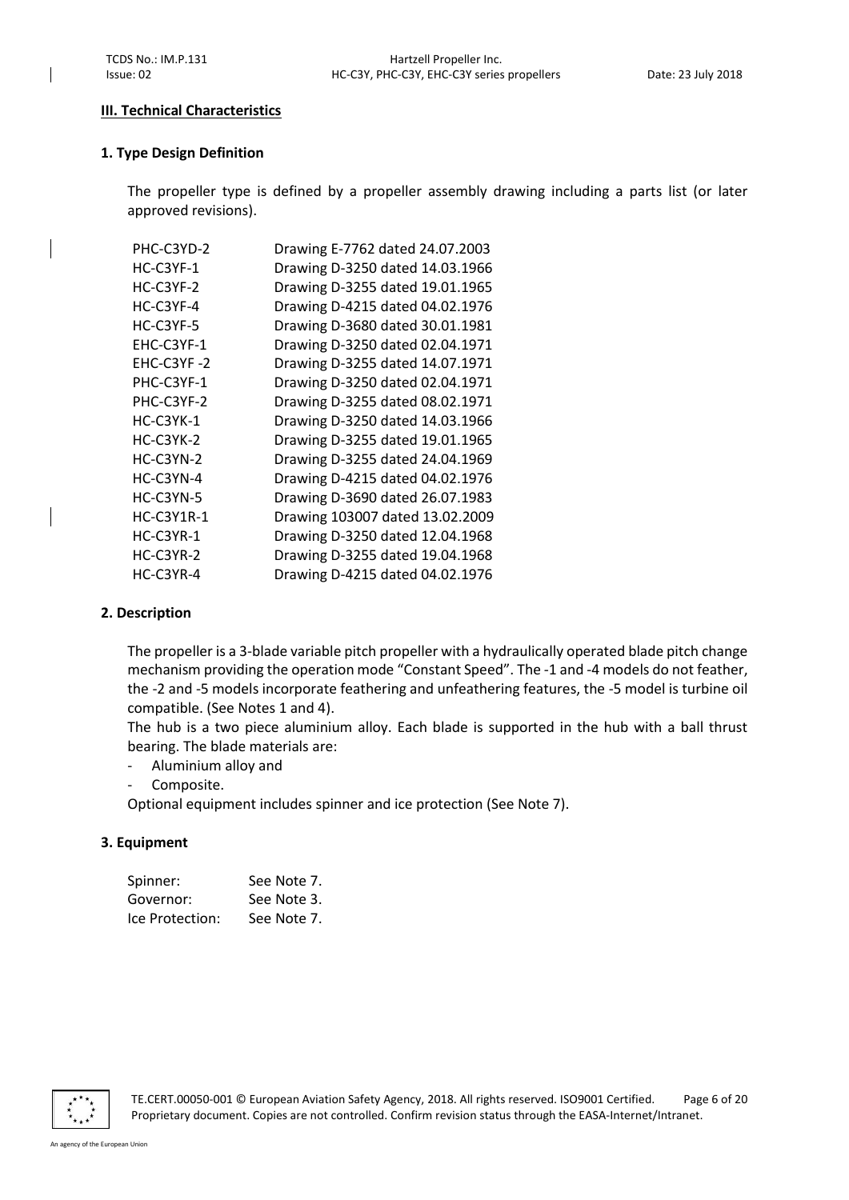## III. Technical Characteristics

### 1. Type Design Definition

The propeller type is defined by a propeller assembly drawing including a parts list (or later approved revisions).

| | |
|---|---|
| PHC-C3YD-2 | Drawing E-7762 dated 24.07.2003 |
| HC-C3YF-1 | Drawing D-3250 dated 14.03.1966 |
| HC-C3YF-2 | Drawing D-3255 dated 19.01.1965 |
| HC-C3YF-4 | Drawing D-4215 dated 04.02.1976 |
| HC-C3YF-5 | Drawing D-3680 dated 30.01.1981 |
| EHC-C3YF-1 | Drawing D-3250 dated 02.04.1971 |
| EHC-C3YF -2 | Drawing D-3255 dated 14.07.1971 |
| PHC-C3YF-1 | Drawing D-3250 dated 02.04.1971 |
| PHC-C3YF-2 | Drawing D-3255 dated 08.02.1971 |
| HC-C3YK-1 | Drawing D-3250 dated 14.03.1966 |
| HC-C3YK-2 | Drawing D-3255 dated 19.01.1965 |
| HC-C3YN-2 | Drawing D-3255 dated 24.04.1969 |
| HC-C3YN-4 | Drawing D-4215 dated 04.02.1976 |
| HC-C3YN-5 | Drawing D-3690 dated 26.07.1983 |
| HC-C3Y1R-1 | Drawing 103007 dated 13.02.2009 |
| HC-C3YR-1 | Drawing D-3250 dated 12.04.1968 |
| HC-C3YR-2 | Drawing D-3255 dated 19.04.1968 |
| HC-C3YR-4 | Drawing D-4215 dated 04.02.1976 |

### 2. Description

The propeller is a 3-blade variable pitch propeller with a hydraulically operated blade pitch change mechanism providing the operation mode "Constant Speed". The -1 and -4 models do not feather, the -2 and -5 models incorporate feathering and unfeathering features, the -5 model is turbine oil compatible. (See Notes 1 and 4).

The hub is a two piece aluminium alloy. Each blade is supported in the hub with a ball thrust bearing. The blade materials are:

- Aluminium alloy and
- Composite.

Optional equipment includes spinner and ice protection (See Note 7).

### 3. Equipment

| | |
|---|---|
| Spinner: | See Note 7. |
| Governor: | See Note 3. |
| Ice Protection: | See Note 7. |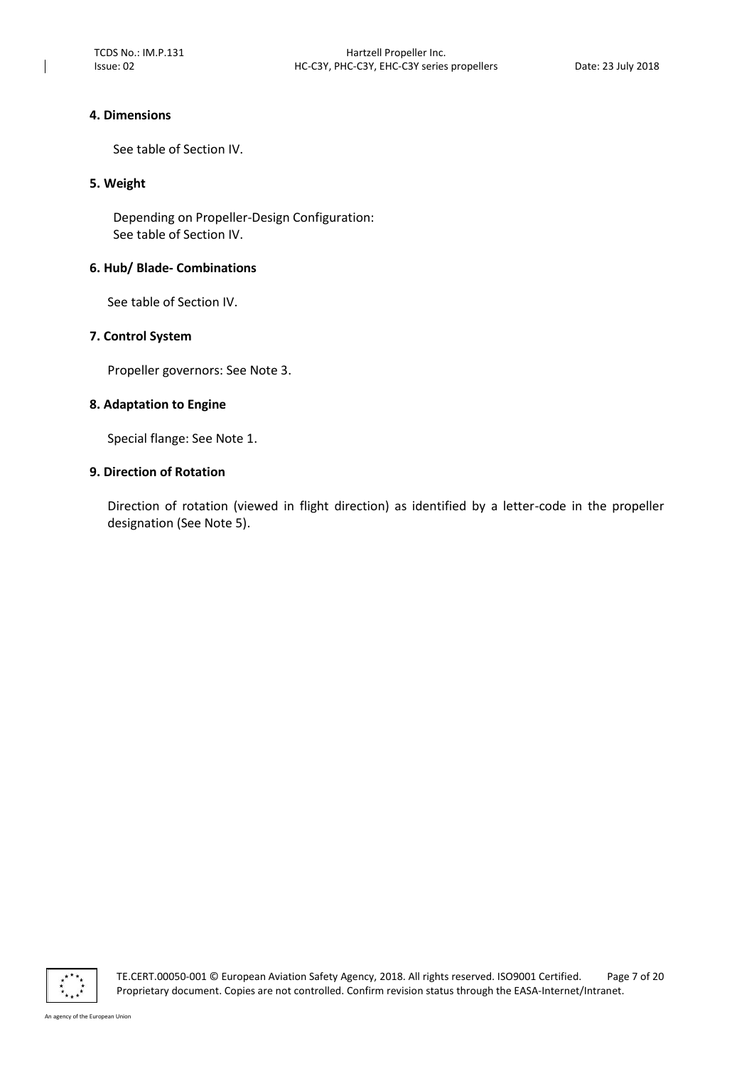#### 4. Dimensions

See table of Section IV.

#### 5. Weight

Depending on Propeller-Design Configuration:
See table of Section IV.

#### 6. Hub/ Blade- Combinations

See table of Section IV.

#### 7. Control System

Propeller governors: See Note 3.

#### 8. Adaptation to Engine

Special flange: See Note 1.

#### 9. Direction of Rotation

Direction of rotation (viewed in flight direction) as identified by a letter-code in the propeller designation (See Note 5).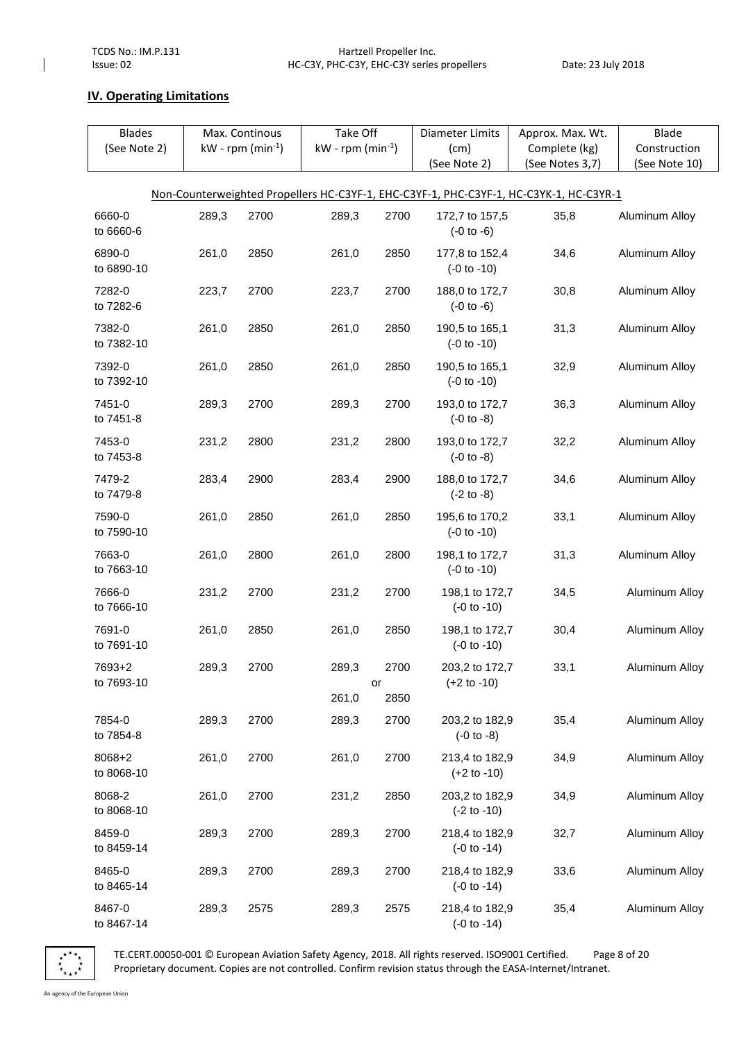## IV. Operating Limitations

| Blades (See Note 2) | Max. Continous kW - rpm ($min^{-1}$) | | Take Off kW - rpm ($min^{-1}$) | | Diameter Limits (cm) (See Note 2) | Approx. Max. Wt. Complete (kg) (See Notes 3,7) | Blade Construction (See Note 10) |
|---|---|---|---|---|---|---|---|
| Non-Counterweighted Propellers HC-C3YF-1, EHC-C3YF-1, PHC-C3YF-1, HC-C3YK-1, HC-C3YR-1 | | | | | | | |
| 6660-0 to 6660-6 | 289,3 | 2700 | 289,3 | 2700 | 172,7 to 157,5 (-0 to -6) | 35,8 | Aluminum Alloy |
| 6890-0 to 6890-10 | 261,0 | 2850 | 261,0 | 2850 | 177,8 to 152,4 (-0 to -10) | 34,6 | Aluminum Alloy |
| 7282-0 to 7282-6 | 223,7 | 2700 | 223,7 | 2700 | 188,0 to 172,7 (-0 to -6) | 30,8 | Aluminum Alloy |
| 7382-0 to 7382-10 | 261,0 | 2850 | 261,0 | 2850 | 190,5 to 165,1 (-0 to -10) | 31,3 | Aluminum Alloy |
| 7392-0 to 7392-10 | 261,0 | 2850 | 261,0 | 2850 | 190,5 to 165,1 (-0 to -10) | 32,9 | Aluminum Alloy |
| 7451-0 to 7451-8 | 289,3 | 2700 | 289,3 | 2700 | 193,0 to 172,7 (-0 to -8) | 36,3 | Aluminum Alloy |
| 7453-0 to 7453-8 | 231,2 | 2800 | 231,2 | 2800 | 193,0 to 172,7 (-0 to -8) | 32,2 | Aluminum Alloy |
| 7479-2 to 7479-8 | 283,4 | 2900 | 283,4 | 2900 | 188,0 to 172,7 (-2 to -8) | 34,6 | Aluminum Alloy |
| 7590-0 to 7590-10 | 261,0 | 2850 | 261,0 | 2850 | 195,6 to 170,2 (-0 to -10) | 33,1 | Aluminum Alloy |
| 7663-0 to 7663-10 | 261,0 | 2800 | 261,0 | 2800 | 198,1 to 172,7 (-0 to -10) | 31,3 | Aluminum Alloy |
| 7666-0 to 7666-10 | 231,2 | 2700 | 231,2 | 2700 | 198,1 to 172,7 (-0 to -10) | 34,5 | Aluminum Alloy |
| 7691-0 to 7691-10 | 261,0 | 2850 | 261,0 | 2850 | 198,1 to 172,7 (-0 to -10) | 30,4 | Aluminum Alloy |
| 7693+2 to 7693-10 | 289,3 | 2700 | 289,3 or 261,0 | 2700 or 2850 | 203,2 to 172,7 (+2 to -10) | 33,1 | Aluminum Alloy |
| 7854-0 to 7854-8 | 289,3 | 2700 | 289,3 | 2700 | 203,2 to 182,9 (-0 to -8) | 35,4 | Aluminum Alloy |
| 8068+2 to 8068-10 | 261,0 | 2700 | 261,0 | 2700 | 213,4 to 182,9 (+2 to -10) | 34,9 | Aluminum Alloy |
| 8068-2 to 8068-10 | 261,0 | 2700 | 231,2 | 2850 | 203,2 to 182,9 (-2 to -10) | 34,9 | Aluminum Alloy |
| 8459-0 to 8459-14 | 289,3 | 2700 | 289,3 | 2700 | 218,4 to 182,9 (-0 to -14) | 32,7 | Aluminum Alloy |
| 8465-0 to 8465-14 | 289,3 | 2700 | 289,3 | 2700 | 218,4 to 182,9 (-0 to -14) | 33,6 | Aluminum Alloy |
| 8467-0 to 8467-14 | 289,3 | 2575 | 289,3 | 2575 | 218,4 to 182,9 (-0 to -14) | 35,4 | Aluminum Alloy |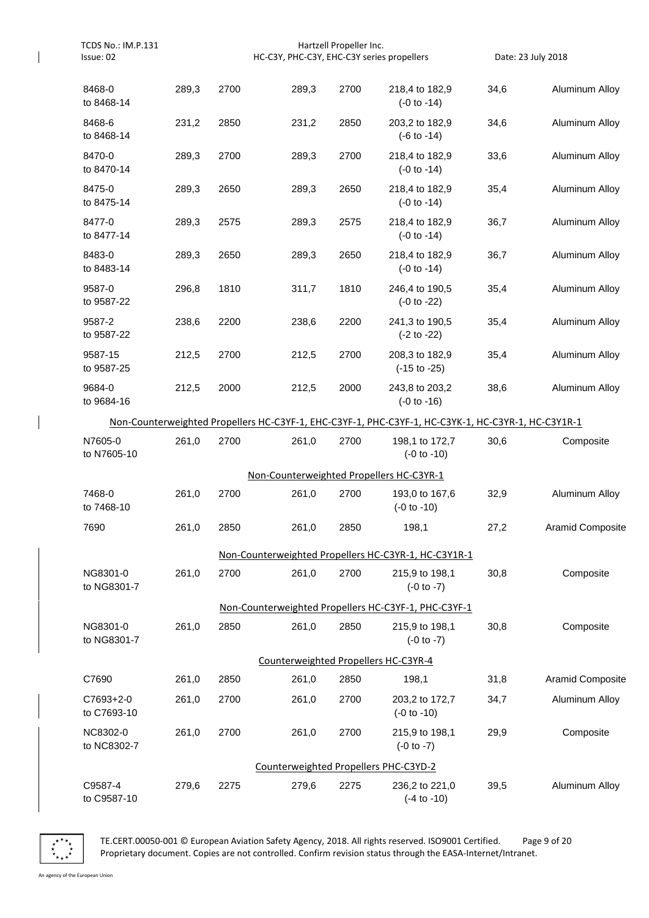| | | | | | | | |
|---|---|---|---|---|---|---|---|
| 8468-0 to 8468-14 | 289,3 | 2700 | 289,3 | 2700 | 218,4 to 182,9 (-0 to -14) | 34,6 | Aluminum Alloy |
| 8468-6 to 8468-14 | 231,2 | 2850 | 231,2 | 2850 | 203,2 to 182,9 (-6 to -14) | 34,6 | Aluminum Alloy |
| 8470-0 to 8470-14 | 289,3 | 2700 | 289,3 | 2700 | 218,4 to 182,9 (-0 to -14) | 33,6 | Aluminum Alloy |
| 8475-0 to 8475-14 | 289,3 | 2650 | 289,3 | 2650 | 218,4 to 182,9 (-0 to -14) | 35,4 | Aluminum Alloy |
| 8477-0 to 8477-14 | 289,3 | 2575 | 289,3 | 2575 | 218,4 to 182,9 (-0 to -14) | 36,7 | Aluminum Alloy |
| 8483-0 to 8483-14 | 289,3 | 2650 | 289,3 | 2650 | 218,4 to 182,9 (-0 to -14) | 36,7 | Aluminum Alloy |
| 9587-0 to 9587-22 | 296,8 | 1810 | 311,7 | 1810 | 246,4 to 190,5 (-0 to -22) | 35,4 | Aluminum Alloy |
| 9587-2 to 9587-22 | 238,6 | 2200 | 238,6 | 2200 | 241,3 to 190,5 (-2 to -22) | 35,4 | Aluminum Alloy |
| 9587-15 to 9587-25 | 212,5 | 2700 | 212,5 | 2700 | 208,3 to 182,9 (-15 to -25) | 35,4 | Aluminum Alloy |
| 9684-0 to 9684-16 | 212,5 | 2000 | 212,5 | 2000 | 243,8 to 203,2 (-0 to -16) | 38,6 | Aluminum Alloy |
| **Non-Counterweighted Propellers HC-C3YF-1, EHC-C3YF-1, PHC-C3YF-1, HC-C3YK-1, HC-C3YR-1, HC-C3Y1R-1** | | | | | | | |
| N7605-0 to N7605-10 | 261,0 | 2700 | 261,0 | 2700 | 198,1 to 172,7 (-0 to -10) | 30,6 | Composite |
| **Non-Counterweighted Propellers HC-C3YR-1** | | | | | | | |
| 7468-0 to 7468-10 | 261,0 | 2700 | 261,0 | 2700 | 193,0 to 167,6 (-0 to -10) | 32,9 | Aluminum Alloy |
| 7690 | 261,0 | 2850 | 261,0 | 2850 | 198,1 | 27,2 | Aramid Composite |
| **Non-Counterweighted Propellers HC-C3YR-1, HC-C3Y1R-1** | | | | | | | |
| NG8301-0 to NG8301-7 | 261,0 | 2700 | 261,0 | 2700 | 215,9 to 198,1 (-0 to -7) | 30,8 | Composite |
| **Non-Counterweighted Propellers HC-C3YF-1, PHC-C3YF-1** | | | | | | | |
| NG8301-0 to NG8301-7 | 261,0 | 2850 | 261,0 | 2850 | 215,9 to 198,1 (-0 to -7) | 30,8 | Composite |
| **Counterweighted Propellers HC-C3YR-4** | | | | | | | |
| C7690 | 261,0 | 2850 | 261,0 | 2850 | 198,1 | 31,8 | Aramid Composite |
| C7693+2-0 to C7693-10 | 261,0 | 2700 | 261,0 | 2700 | 203,2 to 172,7 (-0 to -10) | 34,7 | Aluminum Alloy |
| NC8302-0 to NC8302-7 | 261,0 | 2700 | 261,0 | 2700 | 215,9 to 198,1 (-0 to -7) | 29,9 | Composite |
| **Counterweighted Propellers PHC-C3YD-2** | | | | | | | |
| C9587-4 to C9587-10 | 279,6 | 2275 | 279,6 | 2275 | 236,2 to 221,0 (-4 to -10) | 39,5 | Aluminum Alloy |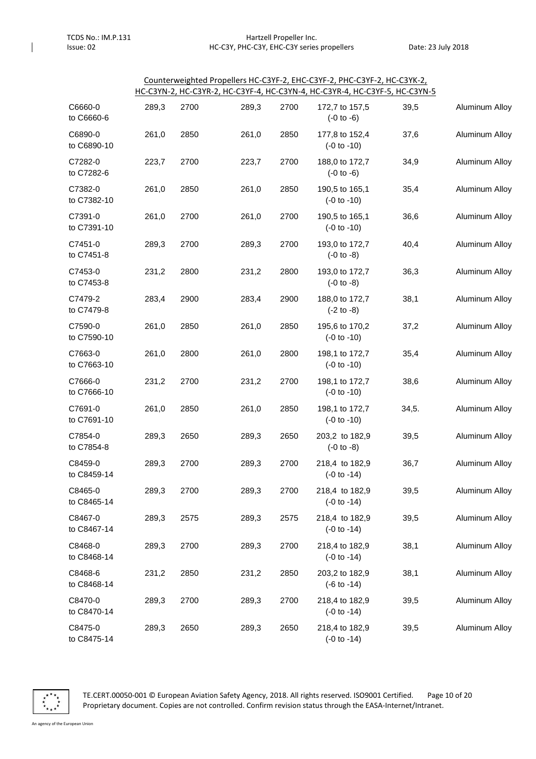Counterweighted Propellers HC-C3YF-2, EHC-C3YF-2, PHC-C3YF-2, HC-C3YK-2, HC-C3YN-2, HC-C3YR-2, HC-C3YF-4, HC-C3YN-4, HC-C3YR-4, HC-C3YF-5, HC-C3YN-5

| | | | | | | | |
|---|---|---|---|---|---|---|---|
| C6660-0 to C6660-6 | 289,3 | 2700 | 289,3 | 2700 | 172,7 to 157,5 (-0 to -6) | 39,5 | Aluminum Alloy |
| C6890-0 to C6890-10 | 261,0 | 2850 | 261,0 | 2850 | 177,8 to 152,4 (-0 to -10) | 37,6 | Aluminum Alloy |
| C7282-0 to C7282-6 | 223,7 | 2700 | 223,7 | 2700 | 188,0 to 172,7 (-0 to -6) | 34,9 | Aluminum Alloy |
| C7382-0 to C7382-10 | 261,0 | 2850 | 261,0 | 2850 | 190,5 to 165,1 (-0 to -10) | 35,4 | Aluminum Alloy |
| C7391-0 to C7391-10 | 261,0 | 2700 | 261,0 | 2700 | 190,5 to 165,1 (-0 to -10) | 36,6 | Aluminum Alloy |
| C7451-0 to C7451-8 | 289,3 | 2700 | 289,3 | 2700 | 193,0 to 172,7 (-0 to -8) | 40,4 | Aluminum Alloy |
| C7453-0 to C7453-8 | 231,2 | 2800 | 231,2 | 2800 | 193,0 to 172,7 (-0 to -8) | 36,3 | Aluminum Alloy |
| C7479-2 to C7479-8 | 283,4 | 2900 | 283,4 | 2900 | 188,0 to 172,7 (-2 to -8) | 38,1 | Aluminum Alloy |
| C7590-0 to C7590-10 | 261,0 | 2850 | 261,0 | 2850 | 195,6 to 170,2 (-0 to -10) | 37,2 | Aluminum Alloy |
| C7663-0 to C7663-10 | 261,0 | 2800 | 261,0 | 2800 | 198,1 to 172,7 (-0 to -10) | 35,4 | Aluminum Alloy |
| C7666-0 to C7666-10 | 231,2 | 2700 | 231,2 | 2700 | 198,1 to 172,7 (-0 to -10) | 38,6 | Aluminum Alloy |
| C7691-0 to C7691-10 | 261,0 | 2850 | 261,0 | 2850 | 198,1 to 172,7 (-0 to -10) | 34,5. | Aluminum Alloy |
| C7854-0 to C7854-8 | 289,3 | 2650 | 289,3 | 2650 | 203,2 to 182,9 (-0 to -8) | 39,5 | Aluminum Alloy |
| C8459-0 to C8459-14 | 289,3 | 2700 | 289,3 | 2700 | 218,4 to 182,9 (-0 to -14) | 36,7 | Aluminum Alloy |
| C8465-0 to C8465-14 | 289,3 | 2700 | 289,3 | 2700 | 218,4 to 182,9 (-0 to -14) | 39,5 | Aluminum Alloy |
| C8467-0 to C8467-14 | 289,3 | 2575 | 289,3 | 2575 | 218,4 to 182,9 (-0 to -14) | 39,5 | Aluminum Alloy |
| C8468-0 to C8468-14 | 289,3 | 2700 | 289,3 | 2700 | 218,4 to 182,9 (-0 to -14) | 38,1 | Aluminum Alloy |
| C8468-6 to C8468-14 | 231,2 | 2850 | 231,2 | 2850 | 203,2 to 182,9 (-6 to -14) | 38,1 | Aluminum Alloy |
| C8470-0 to C8470-14 | 289,3 | 2700 | 289,3 | 2700 | 218,4 to 182,9 (-0 to -14) | 39,5 | Aluminum Alloy |
| C8475-0 to C8475-14 | 289,3 | 2650 | 289,3 | 2650 | 218,4 to 182,9 (-0 to -14) | 39,5 | Aluminum Alloy |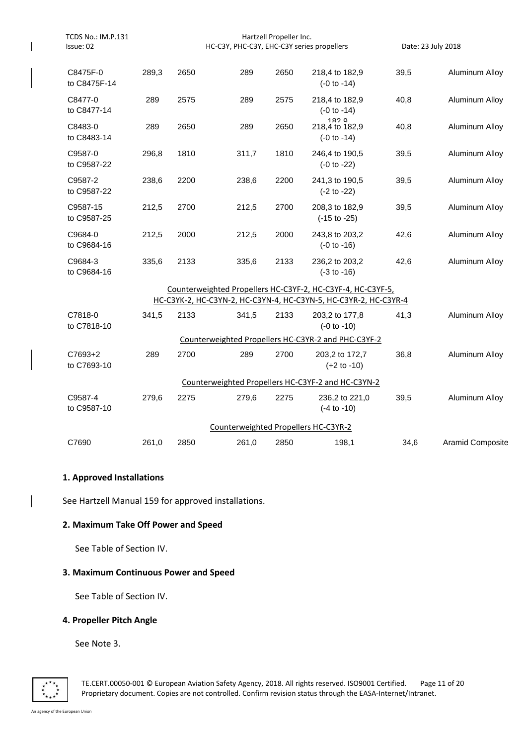| | | | | | | | |
|---|---|---|---|---|---|---|---|
| C8475F-0 to C8475F-14 | 289,3 | 2650 | 289 | 2650 | 218,4 to 182,9 (-0 to -14) | 39,5 | Aluminum Alloy |
| C8477-0 to C8477-14 | 289 | 2575 | 289 | 2575 | 218,4 to 182,9 (-0 to -14) | 40,8 | Aluminum Alloy |
| C8483-0 to C8483-14 | 289 | 2650 | 289 | 2650 | 218,4 to 182,9 (-0 to -14) | 40,8 | Aluminum Alloy |
| C9587-0 to C9587-22 | 296,8 | 1810 | 311,7 | 1810 | 246,4 to 190,5 (-0 to -22) | 39,5 | Aluminum Alloy |
| C9587-2 to C9587-22 | 238,6 | 2200 | 238,6 | 2200 | 241,3 to 190,5 (-2 to -22) | 39,5 | Aluminum Alloy |
| C9587-15 to C9587-25 | 212,5 | 2700 | 212,5 | 2700 | 208,3 to 182,9 (-15 to -25) | 39,5 | Aluminum Alloy |
| C9684-0 to C9684-16 | 212,5 | 2000 | 212,5 | 2000 | 243,8 to 203,2 (-0 to -16) | 42,6 | Aluminum Alloy |
| C9684-3 to C9684-16 | 335,6 | 2133 | 335,6 | 2133 | 236,2 to 203,2 (-3 to -16) | 42,6 | Aluminum Alloy |
| | | | Counterweighted Propellers HC-C3YF-2, HC-C3YF-4, HC-C3YF-5, HC-C3YK-2, HC-C3YN-2, HC-C3YN-4, HC-C3YN-5, HC-C3YR-2, HC-C3YR-4 | | | | |
| C7818-0 to C7818-10 | 341,5 | 2133 | 341,5 | 2133 | 203,2 to 177,8 (-0 to -10) | 41,3 | Aluminum Alloy |
| | | | Counterweighted Propellers HC-C3YR-2 and PHC-C3YF-2 | | | | |
| C7693+2 to C7693-10 | 289 | 2700 | 289 | 2700 | 203,2 to 172,7 (+2 to -10) | 36,8 | Aluminum Alloy |
| | | | Counterweighted Propellers HC-C3YF-2 and HC-C3YN-2 | | | | |
| C9587-4 to C9587-10 | 279,6 | 2275 | 279,6 | 2275 | 236,2 to 221,0 (-4 to -10) | 39,5 | Aluminum Alloy |
| | | | Counterweighted Propellers HC-C3YR-2 | | | | |
| C7690 | 261,0 | 2850 | 261,0 | 2850 | 198,1 | 34,6 | Aramid Composite |

**1. Approved Installations**

See Hartzell Manual 159 for approved installations.

**2. Maximum Take Off Power and Speed**

See Table of Section IV.

**3. Maximum Continuous Power and Speed**

See Table of Section IV.

**4. Propeller Pitch Angle**

See Note 3.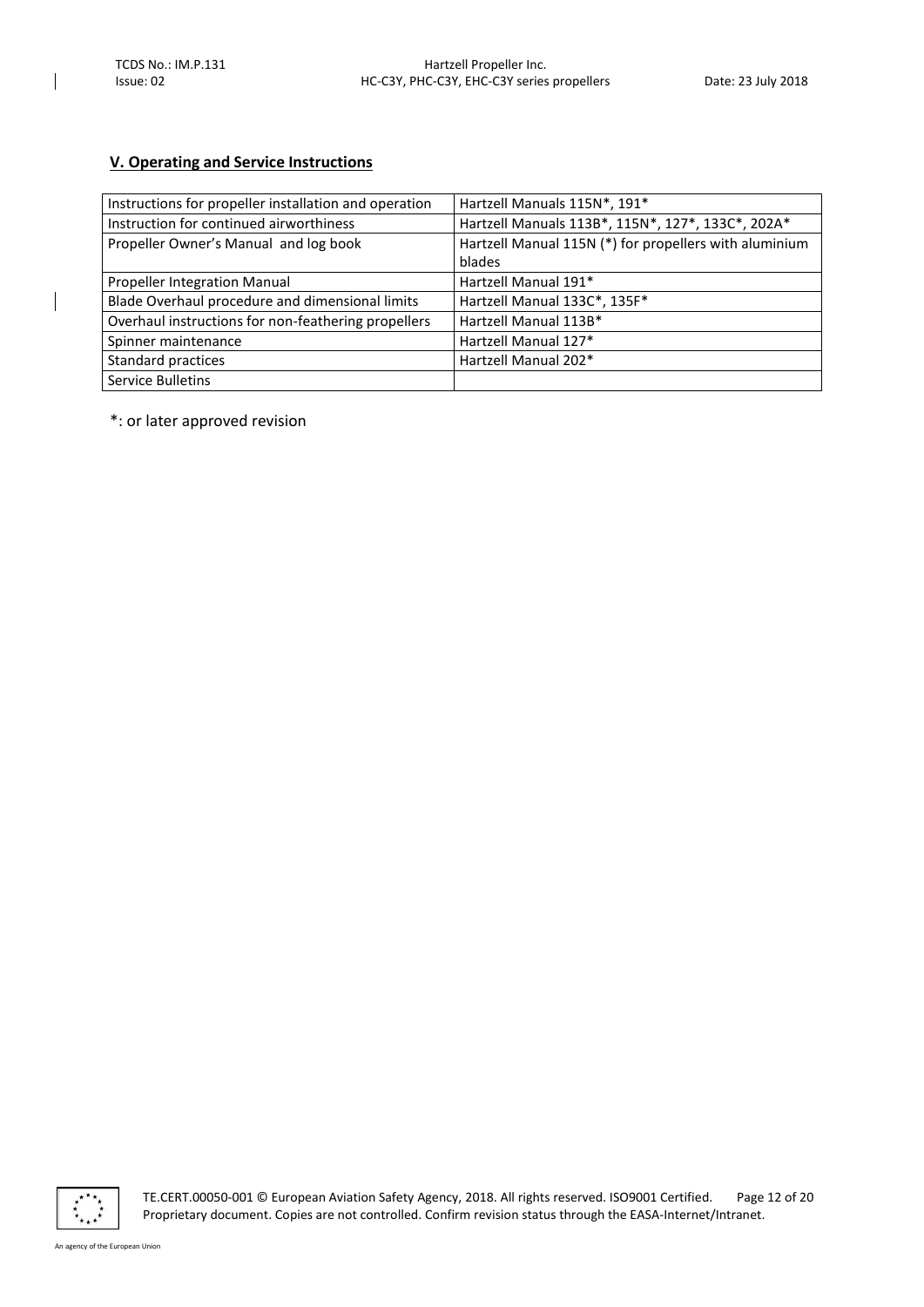## V. Operating and Service Instructions

| | |
|---|---|
| Instructions for propeller installation and operation | Hartzell Manuals 115N*, 191* |
| Instruction for continued airworthiness | Hartzell Manuals 113B*, 115N*, 127*, 133C*, 202A* |
| Propeller Owner's Manual and log book | Hartzell Manual 115N (*) for propellers with aluminium blades |
| Propeller Integration Manual | Hartzell Manual 191* |
| Blade Overhaul procedure and dimensional limits | Hartzell Manual 133C*, 135F* |
| Overhaul instructions for non-feathering propellers | Hartzell Manual 113B* |
| Spinner maintenance | Hartzell Manual 127* |
| Standard practices | Hartzell Manual 202* |
| Service Bulletins | |

*: or later approved revision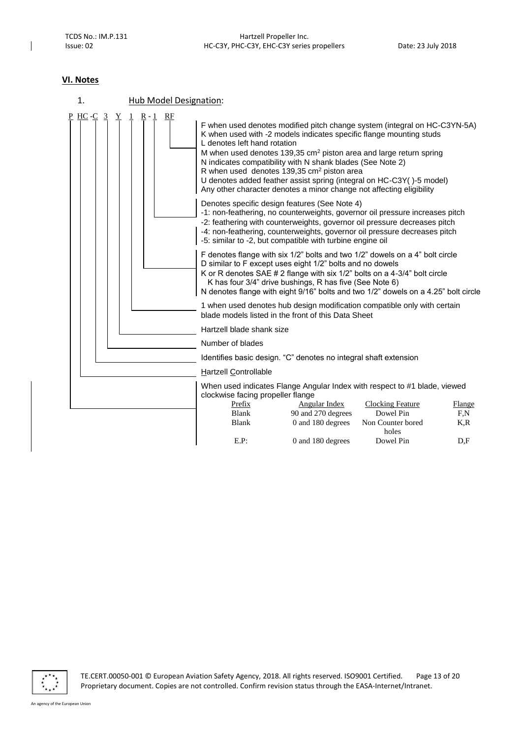## VI. Notes

1. Hub Model Designation:

P HC -C 3 Y 1 R - 1 RF

- **RF**:
  - F when used denotes modified pitch change system (integral on HC-C3YN-5A)
  - K when used with -2 models indicates specific flange mounting studs
  - L denotes left hand rotation
  - M when used denotes 139,35 cm[2] piston area and large return spring
  - N indicates compatibility with N shank blades (See Note 2)
  - R when used denotes 139,35 cm[2] piston area
  - U denotes added feather assist spring (integral on HC-C3Y( )-5 model)
  - Any other character denotes a minor change not affecting eligibility
- **-1**: Denotes specific design features (See Note 4)
  - -1: non-feathering, no counterweights, governor oil pressure increases pitch
  - -2: feathering with counterweights, governor oil pressure decreases pitch
  - -4: non-feathering, counterweights, governor oil pressure decreases pitch
  - -5: similar to -2, but compatible with turbine engine oil
- **R**:
  - F denotes flange with six 1/2" bolts and two 1/2" dowels on a 4" bolt circle
  - D similar to F except uses eight 1/2" bolts and no dowels
  - K or R denotes SAE # 2 flange with six 1/2" bolts on a 4-3/4" bolt circle
    - K has four 3/4" drive bushings, R has five (See Note 6)
  - N denotes flange with eight 9/16" bolts and two 1/2" dowels on a 4.25" bolt circle
- **1**: 1 when used denotes hub design modification compatible only with certain blade models listed in the front of this Data Sheet
- **Y**: Hartzell blade shank size
- **3**: Number of blades
- **-C**: Identifies basic design. "C" denotes no integral shaft extension
- **HC**: Hartzell Controllable
- **P**: When used indicates Flange Angular Index with respect to #1 blade, viewed clockwise facing propeller flange

| Prefix | Angular Index | Clocking Feature | Flange |
|---|---|---|---|
| Blank | 90 and 270 degrees | Dowel Pin | F,N |
| Blank | 0 and 180 degrees | Non Counter bored holes | K,R |
| E.P: | 0 and 180 degrees | Dowel Pin | D,F |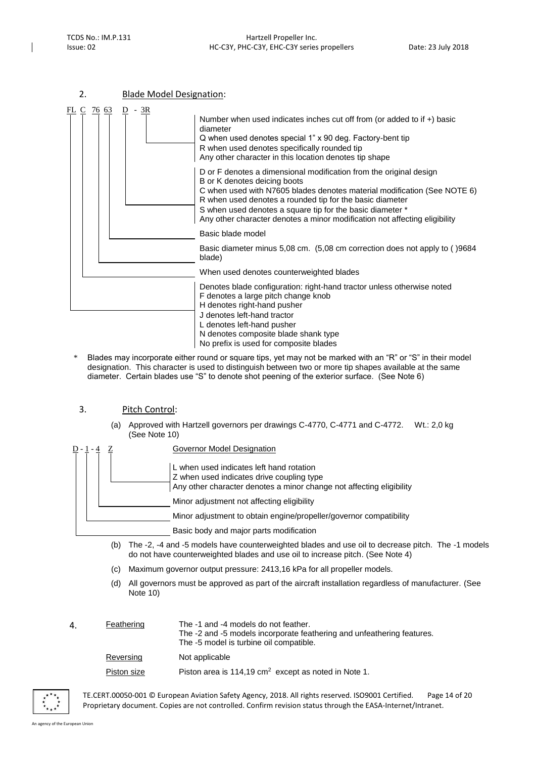## 2. Blade Model Designation:

FL C 76 63 D - 3R

| Designator | Meaning |
|---|---|
| 3R | Number when used indicates inches cut off from (or added to if +) basic diameter<br>Q when used denotes special 1" x 90 deg. Factory-bent tip<br>R when used denotes specifically rounded tip<br>Any other character in this location denotes tip shape |
| D | D or F denotes a dimensional modification from the original design<br>B or K denotes deicing boots<br>C when used with N7605 blades denotes material modification (See NOTE 6)<br>R when used denotes a rounded tip for the basic diameter<br>S when used denotes a square tip for the basic diameter *<br>Any other character denotes a minor modification not affecting eligibility |
| 63 | Basic blade model |
| 76 | Basic diameter minus 5,08 cm. (5,08 cm correction does not apply to ( )9684 blade) |
| C | When used denotes counterweighted blades |
| FL | Denotes blade configuration: right-hand tractor unless otherwise noted<br>F denotes a large pitch change knob<br>H denotes right-hand pusher<br>J denotes left-hand tractor<br>L denotes left-hand pusher<br>N denotes composite blade shank type<br>No prefix is used for composite blades |

\* Blades may incorporate either round or square tips, yet may not be marked with an "R" or "S" in their model designation. This character is used to distinguish between two or more tip shapes available at the same diameter. Certain blades use "S" to denote shot peening of the exterior surface. (See Note 6)

## 3. Pitch Control:

(a) Approved with Hartzell governors per drawings C-4770, C-4771 and C-4772. Wt.: 2,0 kg (See Note 10)

D - 1 - 4 Z — Governor Model Designation

| Designator | Meaning |
|---|---|
| Z | L when used indicates left hand rotation<br>Z when used indicates drive coupling type<br>Any other character denotes a minor change not affecting eligibility |
| 4 | Minor adjustment not affecting eligibility |
| 1 | Minor adjustment to obtain engine/propeller/governor compatibility |
| D | Basic body and major parts modification |

(b) The -2, -4 and -5 models have counterweighted blades and use oil to decrease pitch. The -1 models do not have counterweighted blades and use oil to increase pitch. (See Note 4)

(c) Maximum governor output pressure: 2413,16 kPa for all propeller models.

(d) All governors must be approved as part of the aircraft installation regardless of manufacturer. (See Note 10)

## 4.

| | |
|---|---|
| Feathering | The -1 and -4 models do not feather.<br>The -2 and -5 models incorporate feathering and unfeathering features.<br>The -5 model is turbine oil compatible. |
| Reversing | Not applicable |
| Piston size | Piston area is 114,19 $cm^2$ except as noted in Note 1. |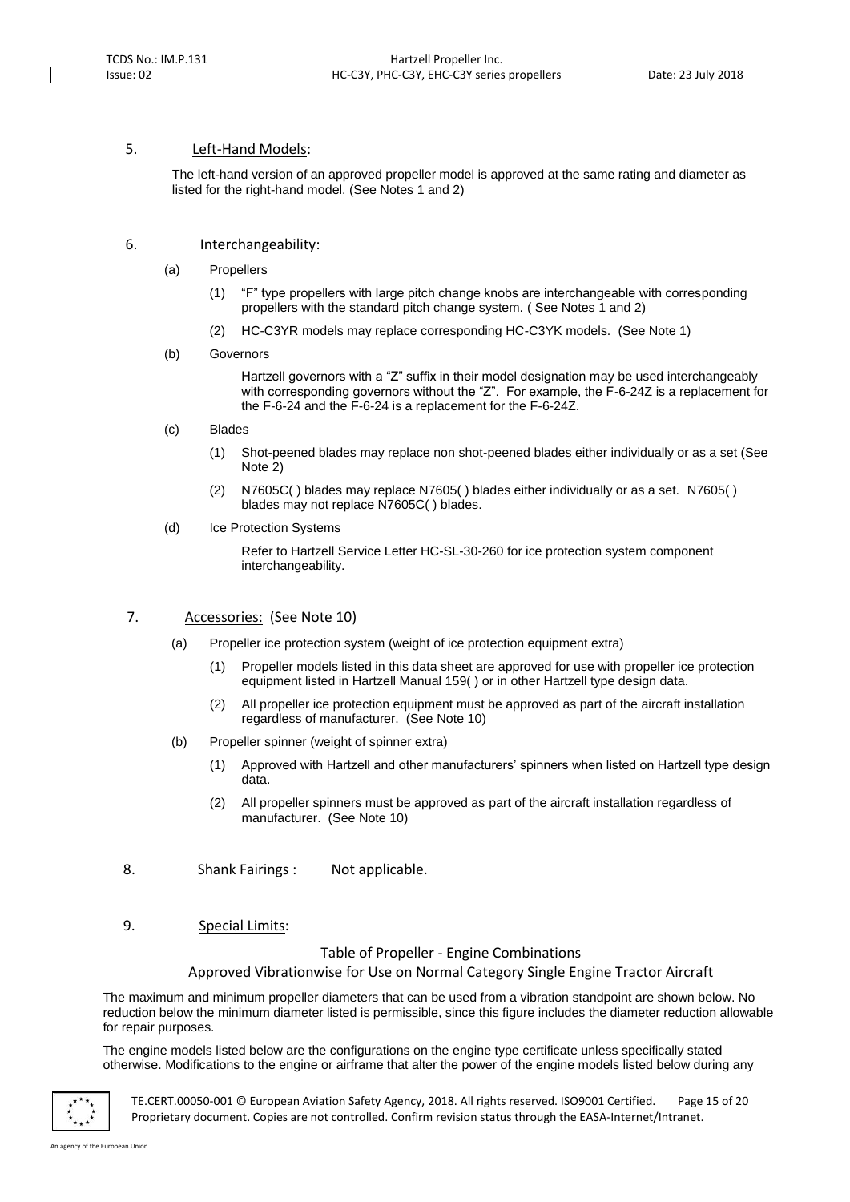## 5. Left-Hand Models:

The left-hand version of an approved propeller model is approved at the same rating and diameter as listed for the right-hand model. (See Notes 1 and 2)

## 6. Interchangeability:

(a) Propellers

(1) "F" type propellers with large pitch change knobs are interchangeable with corresponding propellers with the standard pitch change system. ( See Notes 1 and 2)

(2) HC-C3YR models may replace corresponding HC-C3YK models. (See Note 1)

(b) Governors

Hartzell governors with a "Z" suffix in their model designation may be used interchangeably with corresponding governors without the "Z". For example, the F-6-24Z is a replacement for the F-6-24 and the F-6-24 is a replacement for the F-6-24Z.

(c) Blades

(1) Shot-peened blades may replace non shot-peened blades either individually or as a set (See Note 2)

(2) N7605C( ) blades may replace N7605( ) blades either individually or as a set. N7605( ) blades may not replace N7605C( ) blades.

(d) Ice Protection Systems

Refer to Hartzell Service Letter HC-SL-30-260 for ice protection system component interchangeability.

## 7. Accessories: (See Note 10)

(a) Propeller ice protection system (weight of ice protection equipment extra)

(1) Propeller models listed in this data sheet are approved for use with propeller ice protection equipment listed in Hartzell Manual 159( ) or in other Hartzell type design data.

(2) All propeller ice protection equipment must be approved as part of the aircraft installation regardless of manufacturer. (See Note 10)

(b) Propeller spinner (weight of spinner extra)

(1) Approved with Hartzell and other manufacturers' spinners when listed on Hartzell type design data.

(2) All propeller spinners must be approved as part of the aircraft installation regardless of manufacturer. (See Note 10)

## 8. Shank Fairings : Not applicable.

## 9. Special Limits:

Table of Propeller - Engine Combinations
Approved Vibrationwise for Use on Normal Category Single Engine Tractor Aircraft

The maximum and minimum propeller diameters that can be used from a vibration standpoint are shown below. No reduction below the minimum diameter listed is permissible, since this figure includes the diameter reduction allowable for repair purposes.

The engine models listed below are the configurations on the engine type certificate unless specifically stated otherwise. Modifications to the engine or airframe that alter the power of the engine models listed below during any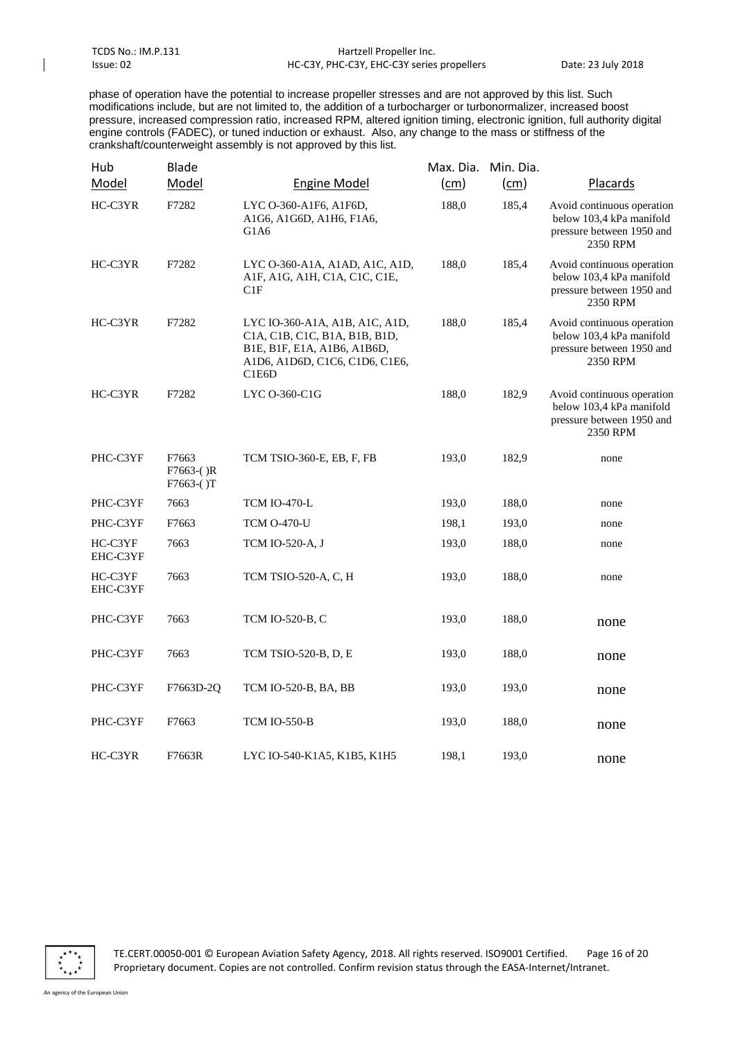phase of operation have the potential to increase propeller stresses and are not approved by this list. Such modifications include, but are not limited to, the addition of a turbocharger or turbonormalizer, increased boost pressure, increased compression ratio, increased RPM, altered ignition timing, electronic ignition, full authority digital engine controls (FADEC), or tuned induction or exhaust. Also, any change to the mass or stiffness of the crankshaft/counterweight assembly is not approved by this list.

| Hub Model | Blade Model | Engine Model | Max. Dia. (cm) | Min. Dia. (cm) | Placards |
|---|---|---|---|---|---|
| HC-C3YR | F7282 | LYC O-360-A1F6, A1F6D, A1G6, A1G6D, A1H6, F1A6, G1A6 | 188,0 | 185,4 | Avoid continuous operation below 103,4 kPa manifold pressure between 1950 and 2350 RPM |
| HC-C3YR | F7282 | LYC O-360-A1A, A1AD, A1C, A1D, A1F, A1G, A1H, C1A, C1C, C1E, C1F | 188,0 | 185,4 | Avoid continuous operation below 103,4 kPa manifold pressure between 1950 and 2350 RPM |
| HC-C3YR | F7282 | LYC IO-360-A1A, A1B, A1C, A1D, C1A, C1B, C1C, B1A, B1B, B1D, B1E, B1F, E1A, A1B6, A1B6D, A1D6, A1D6D, C1C6, C1D6, C1E6, C1E6D | 188,0 | 185,4 | Avoid continuous operation below 103,4 kPa manifold pressure between 1950 and 2350 RPM |
| HC-C3YR | F7282 | LYC O-360-C1G | 188,0 | 182,9 | Avoid continuous operation below 103,4 kPa manifold pressure between 1950 and 2350 RPM |
| PHC-C3YF | F7663<br>F7663-( )R<br>F7663-( )T | TCM TSIO-360-E, EB, F, FB | 193,0 | 182,9 | none |
| PHC-C3YF | 7663 | TCM IO-470-L | 193,0 | 188,0 | none |
| PHC-C3YF | F7663 | TCM O-470-U | 198,1 | 193,0 | none |
| HC-C3YF<br>EHC-C3YF | 7663 | TCM IO-520-A, J | 193,0 | 188,0 | none |
| HC-C3YF<br>EHC-C3YF | 7663 | TCM TSIO-520-A, C, H | 193,0 | 188,0 | none |
| PHC-C3YF | 7663 | TCM IO-520-B, C | 193,0 | 188,0 | none |
| PHC-C3YF | 7663 | TCM TSIO-520-B, D, E | 193,0 | 188,0 | none |
| PHC-C3YF | F7663D-2Q | TCM IO-520-B, BA, BB | 193,0 | 193,0 | none |
| PHC-C3YF | F7663 | TCM IO-550-B | 193,0 | 188,0 | none |
| HC-C3YR | F7663R | LYC IO-540-K1A5, K1B5, K1H5 | 198,1 | 193,0 | none |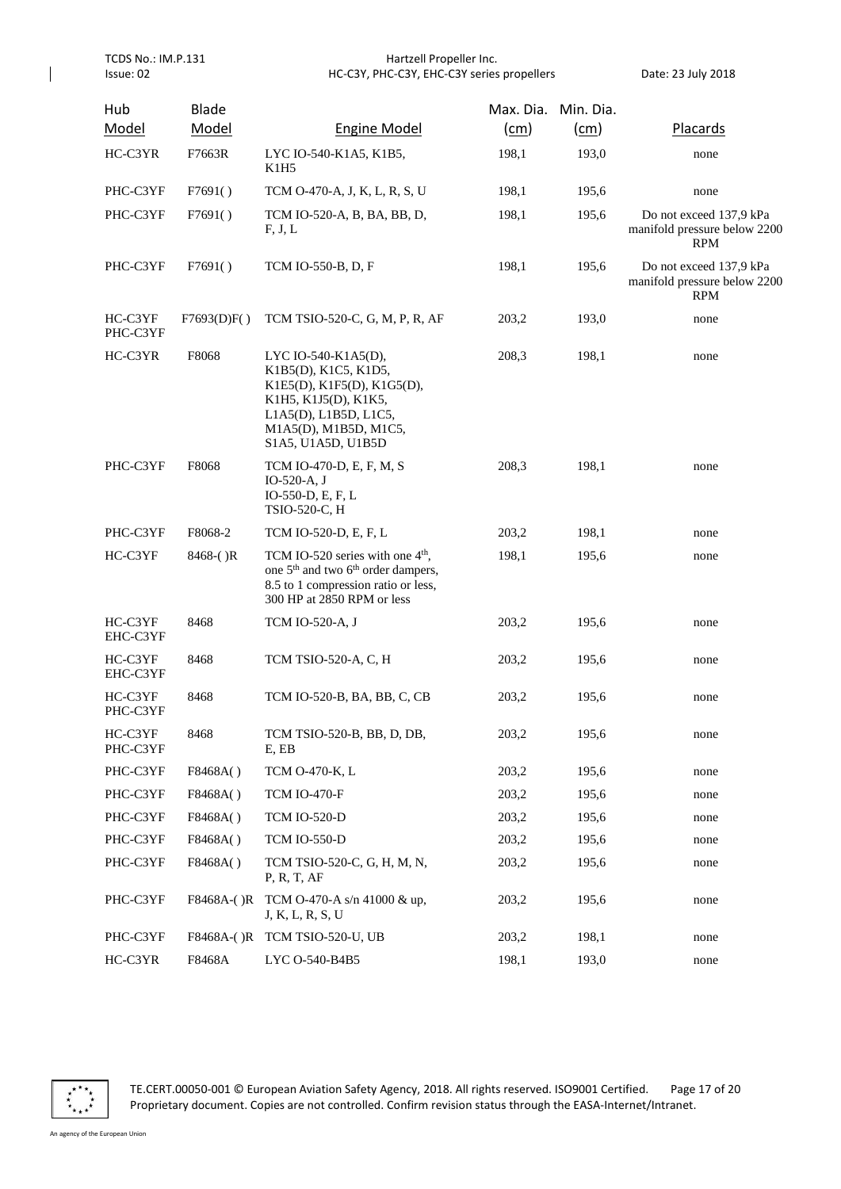| Hub Model | Blade Model | Engine Model | Max. Dia. (cm) | Min. Dia. (cm) | Placards |
|---|---|---|---|---|---|
| HC-C3YR | F7663R | LYC IO-540-K1A5, K1B5, K1H5 | 198,1 | 193,0 | none |
| PHC-C3YF | F7691( ) | TCM O-470-A, J, K, L, R, S, U | 198,1 | 195,6 | none |
| PHC-C3YF | F7691( ) | TCM IO-520-A, B, BA, BB, D, F, J, L | 198,1 | 195,6 | Do not exceed 137,9 kPa manifold pressure below 2200 RPM |
| PHC-C3YF | F7691( ) | TCM IO-550-B, D, F | 198,1 | 195,6 | Do not exceed 137,9 kPa manifold pressure below 2200 RPM |
| HC-C3YF PHC-C3YF | F7693(D)F( ) | TCM TSIO-520-C, G, M, P, R, AF | 203,2 | 193,0 | none |
| HC-C3YR | F8068 | LYC IO-540-K1A5(D), K1B5(D), K1C5, K1D5, K1E5(D), K1F5(D), K1G5(D), K1H5, K1J5(D), K1K5, L1A5(D), L1B5D, L1C5, M1A5(D), M1B5D, M1C5, S1A5, U1A5D, U1B5D | 208,3 | 198,1 | none |
| PHC-C3YF | F8068 | TCM IO-470-D, E, F, M, S IO-520-A, J IO-550-D, E, F, L TSIO-520-C, H | 208,3 | 198,1 | none |
| PHC-C3YF | F8068-2 | TCM IO-520-D, E, F, L | 203,2 | 198,1 | none |
| HC-C3YF | 8468-( )R | TCM IO-520 series with one 4th, one 5th and two 6th order dampers, 8.5 to 1 compression ratio or less, 300 HP at 2850 RPM or less | 198,1 | 195,6 | none |
| HC-C3YF EHC-C3YF | 8468 | TCM IO-520-A, J | 203,2 | 195,6 | none |
| HC-C3YF EHC-C3YF | 8468 | TCM TSIO-520-A, C, H | 203,2 | 195,6 | none |
| HC-C3YF PHC-C3YF | 8468 | TCM IO-520-B, BA, BB, C, CB | 203,2 | 195,6 | none |
| HC-C3YF PHC-C3YF | 8468 | TCM TSIO-520-B, BB, D, DB, E, EB | 203,2 | 195,6 | none |
| PHC-C3YF | F8468A( ) | TCM O-470-K, L | 203,2 | 195,6 | none |
| PHC-C3YF | F8468A( ) | TCM IO-470-F | 203,2 | 195,6 | none |
| PHC-C3YF | F8468A( ) | TCM IO-520-D | 203,2 | 195,6 | none |
| PHC-C3YF | F8468A( ) | TCM IO-550-D | 203,2 | 195,6 | none |
| PHC-C3YF | F8468A( ) | TCM TSIO-520-C, G, H, M, N, P, R, T, AF | 203,2 | 195,6 | none |
| PHC-C3YF | F8468A-( )R | TCM O-470-A s/n 41000 & up, J, K, L, R, S, U | 203,2 | 195,6 | none |
| PHC-C3YF | F8468A-( )R | TCM TSIO-520-U, UB | 203,2 | 198,1 | none |
| HC-C3YR | F8468A | LYC O-540-B4B5 | 198,1 | 193,0 | none |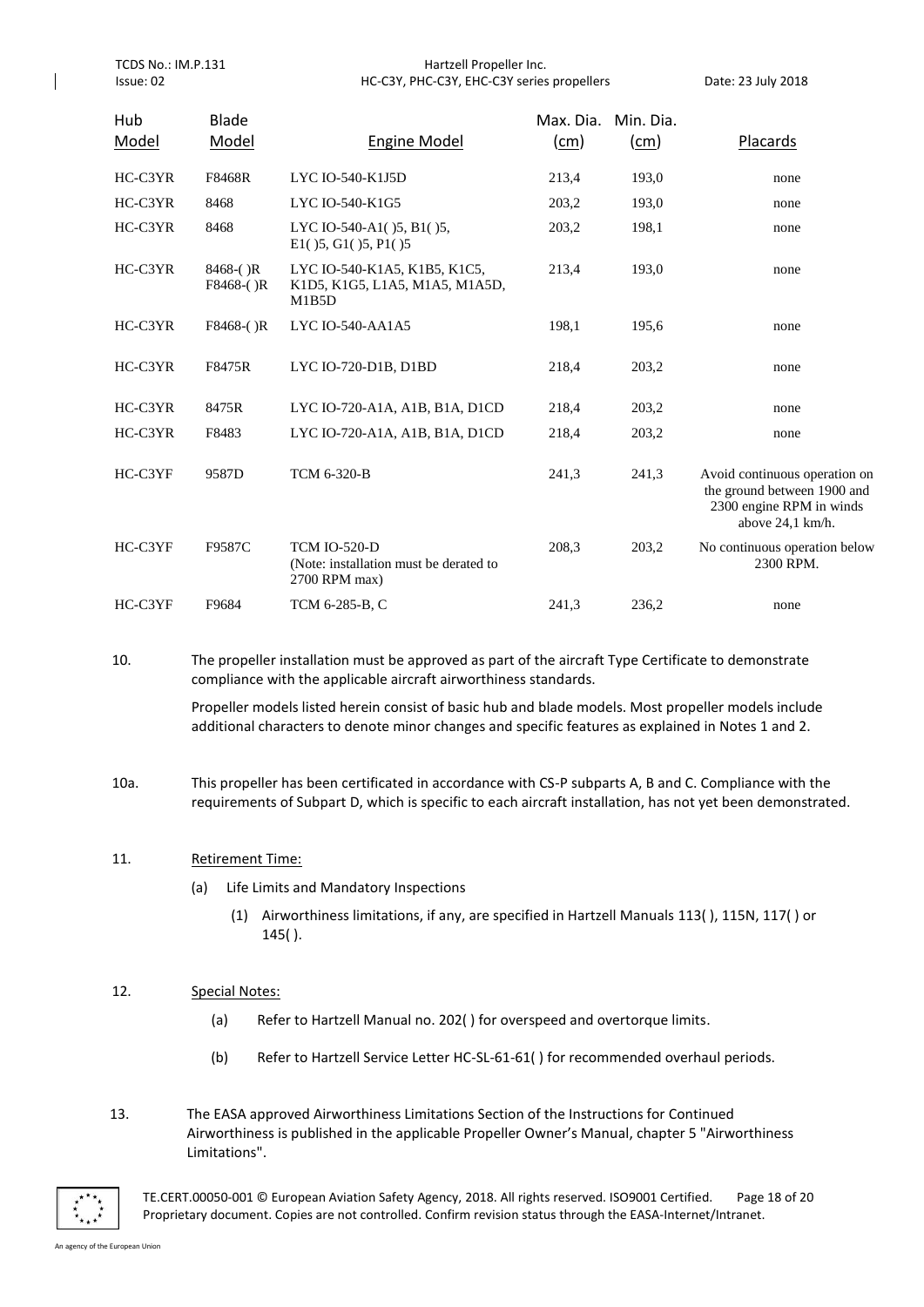| Hub Model | Blade Model | Engine Model | Max. Dia. (cm) | Min. Dia. (cm) | Placards |
|---|---|---|---|---|---|
| HC-C3YR | F8468R | LYC IO-540-K1J5D | 213,4 | 193,0 | none |
| HC-C3YR | 8468 | LYC IO-540-K1G5 | 203,2 | 193,0 | none |
| HC-C3YR | 8468 | LYC IO-540-A1( )5, B1( )5, E1( )5, G1( )5, P1( )5 | 203,2 | 198,1 | none |
| HC-C3YR | 8468-( )R F8468-( )R | LYC IO-540-K1A5, K1B5, K1C5, K1D5, K1G5, L1A5, M1A5, M1A5D, M1B5D | 213,4 | 193,0 | none |
| HC-C3YR | F8468-( )R | LYC IO-540-AA1A5 | 198,1 | 195,6 | none |
| HC-C3YR | F8475R | LYC IO-720-D1B, D1BD | 218,4 | 203,2 | none |
| HC-C3YR | 8475R | LYC IO-720-A1A, A1B, B1A, D1CD | 218,4 | 203,2 | none |
| HC-C3YR | F8483 | LYC IO-720-A1A, A1B, B1A, D1CD | 218,4 | 203,2 | none |
| HC-C3YF | 9587D | TCM 6-320-B | 241,3 | 241,3 | Avoid continuous operation on the ground between 1900 and 2300 engine RPM in winds above 24,1 km/h. |
| HC-C3YF | F9587C | TCM IO-520-D (Note: installation must be derated to 2700 RPM max) | 208,3 | 203,2 | No continuous operation below 2300 RPM. |
| HC-C3YF | F9684 | TCM 6-285-B, C | 241,3 | 236,2 | none |

10. The propeller installation must be approved as part of the aircraft Type Certificate to demonstrate compliance with the applicable aircraft airworthiness standards.

    Propeller models listed herein consist of basic hub and blade models. Most propeller models include additional characters to denote minor changes and specific features as explained in Notes 1 and 2.

10a. This propeller has been certificated in accordance with CS-P subparts A, B and C. Compliance with the requirements of Subpart D, which is specific to each aircraft installation, has not yet been demonstrated.

11. Retirement Time:

    (a) Life Limits and Mandatory Inspections

    (1) Airworthiness limitations, if any, are specified in Hartzell Manuals 113( ), 115N, 117( ) or 145( ).

12. Special Notes:

    (a) Refer to Hartzell Manual no. 202( ) for overspeed and overtorque limits.

    (b) Refer to Hartzell Service Letter HC-SL-61-61( ) for recommended overhaul periods.

13. The EASA approved Airworthiness Limitations Section of the Instructions for Continued Airworthiness is published in the applicable Propeller Owner's Manual, chapter 5 "Airworthiness Limitations".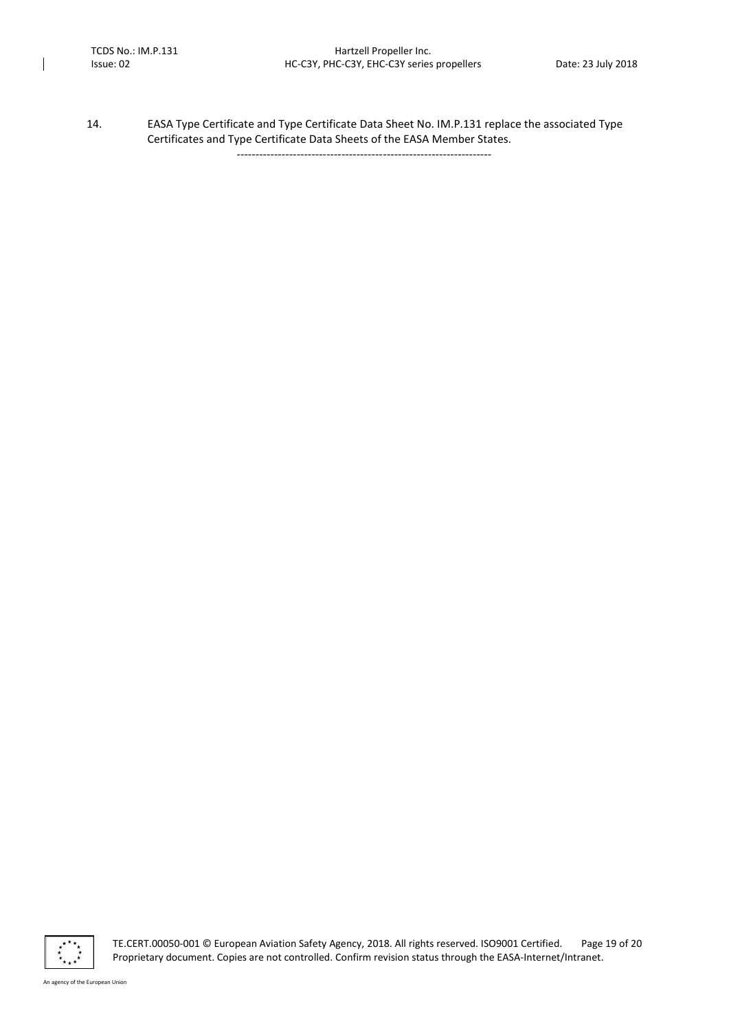14. EASA Type Certificate and Type Certificate Data Sheet No. IM.P.131 replace the associated Type Certificates and Type Certificate Data Sheets of the EASA Member States.

---------------------------------------------------------------------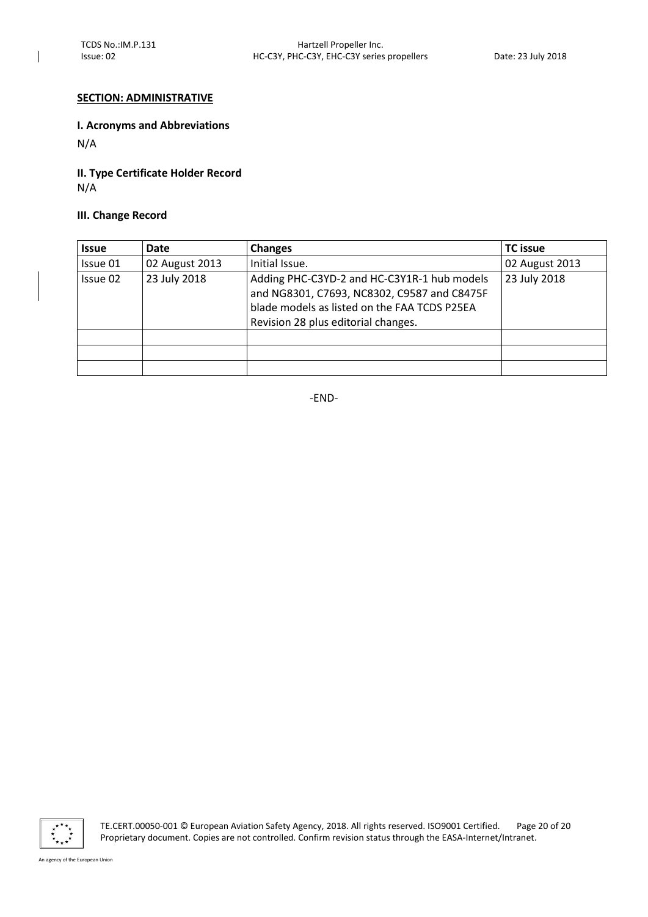**SECTION: ADMINISTRATIVE**

**I. Acronyms and Abbreviations**

N/A

**II. Type Certificate Holder Record**

N/A

**III. Change Record**

| Issue | Date | Changes | TC issue |
|---|---|---|---|
| Issue 01 | 02 August 2013 | Initial Issue. | 02 August 2013 |
| Issue 02 | 23 July 2018 | Adding PHC-C3YD-2 and HC-C3Y1R-1 hub models and NG8301, C7693, NC8302, C9587 and C8475F blade models as listed on the FAA TCDS P25EA Revision 28 plus editorial changes. | 23 July 2018 |
| | | | |
| | | | |
| | | | |

-END-